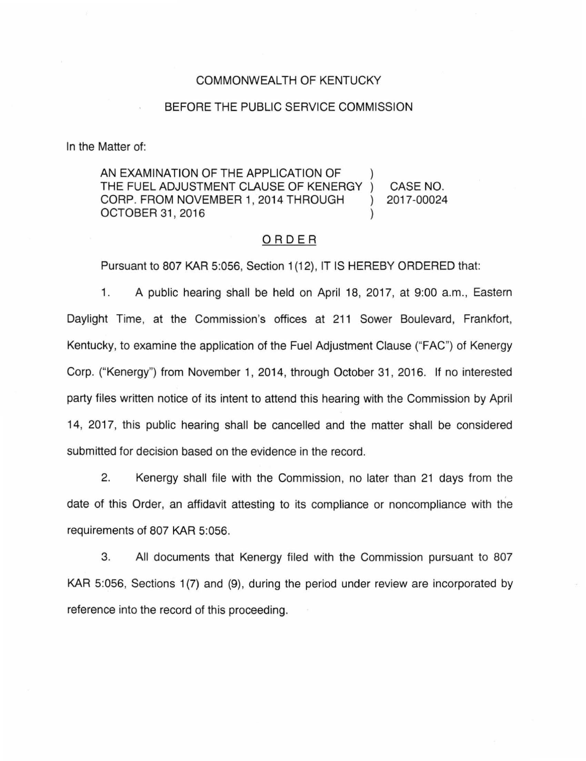COMMONWEALTH OF KENTUCKY

BEFORE THE PUBLIC SERVICE COMMISSION

In the Matter of:

| | | |
|---|---|---|
| AN EXAMINATION OF THE APPLICATION OF THE FUEL ADJUSTMENT CLAUSE OF KENERGY CORP. FROM NOVEMBER 1, 2014 THROUGH OCTOBER 31, 2016 | ) ) ) ) | CASE NO. 2017-00024 |

## ORDER

Pursuant to 807 KAR 5:056, Section 1(12), IT IS HEREBY ORDERED that:

1. A public hearing shall be held on April 18, 2017, at 9:00 a.m., Eastern Daylight Time, at the Commission's offices at 211 Sower Boulevard, Frankfort, Kentucky, to examine the application of the Fuel Adjustment Clause ("FAC") of Kenergy Corp. ("Kenergy") from November 1, 2014, through October 31, 2016. If no interested party files written notice of its intent to attend this hearing with the Commission by April 14, 2017, this public hearing shall be cancelled and the matter shall be considered submitted for decision based on the evidence in the record.

2. Kenergy shall file with the Commission, no later than 21 days from the date of this Order, an affidavit attesting to its compliance or noncompliance with the requirements of 807 KAR 5:056.

3. All documents that Kenergy filed with the Commission pursuant to 807 KAR 5:056, Sections 1(7) and (9), during the period under review are incorporated by reference into the record of this proceeding.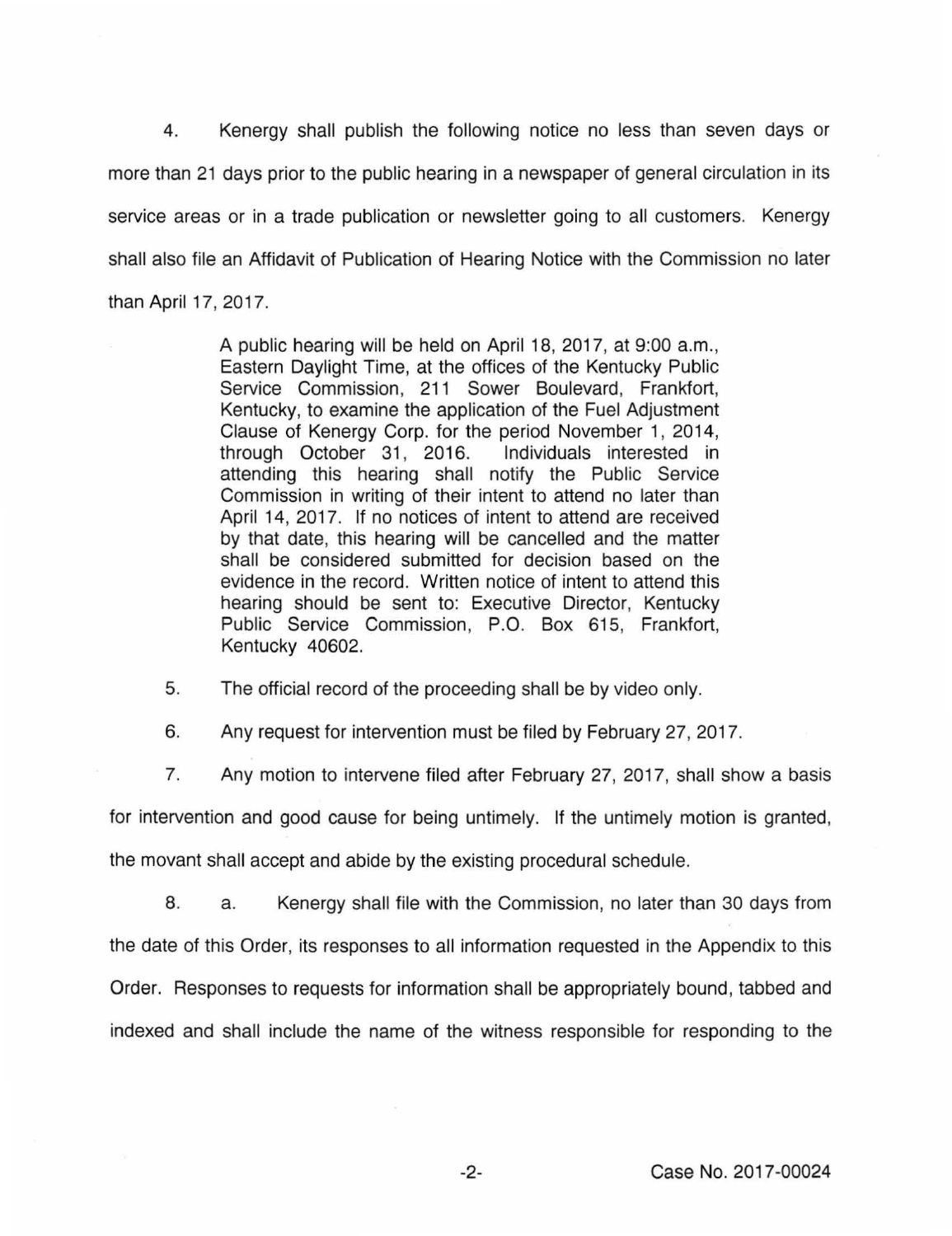4. Kenergy shall publish the following notice no less than seven days or more than 21 days prior to the public hearing in a newspaper of general circulation in its service areas or in a trade publication or newsletter going to all customers. Kenergy shall also file an Affidavit of Publication of Hearing Notice with the Commission no later than April 17, 2017.

> A public hearing will be held on April 18, 2017, at 9:00 a.m., Eastern Daylight Time, at the offices of the Kentucky Public Service Commission, 211 Sower Boulevard, Frankfort, Kentucky, to examine the application of the Fuel Adjustment Clause of Kenergy Corp. for the period November 1, 2014, through October 31, 2016. Individuals interested in attending this hearing shall notify the Public Service Commission in writing of their intent to attend no later than April 14, 2017. If no notices of intent to attend are received by that date, this hearing will be cancelled and the matter shall be considered submitted for decision based on the evidence in the record. Written notice of intent to attend this hearing should be sent to: Executive Director, Kentucky Public Service Commission, P.O. Box 615, Frankfort, Kentucky 40602.

5. The official record of the proceeding shall be by video only.

6. Any request for intervention must be filed by February 27, 2017.

7. Any motion to intervene filed after February 27, 2017, shall show a basis for intervention and good cause for being untimely. If the untimely motion is granted, the movant shall accept and abide by the existing procedural schedule.

8. a. Kenergy shall file with the Commission, no later than 30 days from the date of this Order, its responses to all information requested in the Appendix to this Order. Responses to requests for information shall be appropriately bound, tabbed and indexed and shall include the name of the witness responsible for responding to the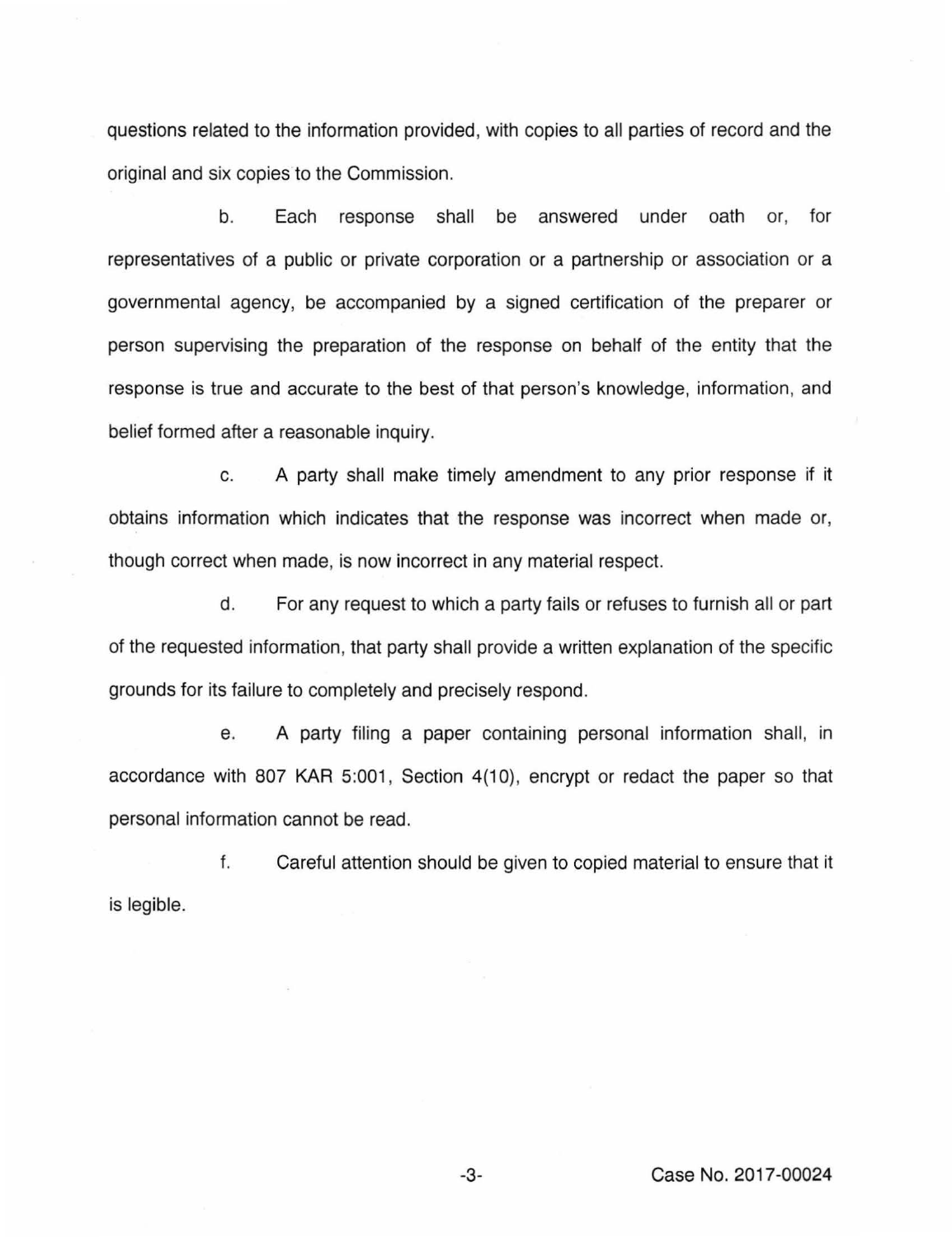questions related to the information provided, with copies to all parties of record and the original and six copies to the Commission.

b. Each response shall be answered under oath or, for representatives of a public or private corporation or a partnership or association or a governmental agency, be accompanied by a signed certification of the preparer or person supervising the preparation of the response on behalf of the entity that the response is true and accurate to the best of that person's knowledge, information, and belief formed after a reasonable inquiry.

c. A party shall make timely amendment to any prior response if it obtains information which indicates that the response was incorrect when made or, though correct when made, is now incorrect in any material respect.

d. For any request to which a party fails or refuses to furnish all or part of the requested information, that party shall provide a written explanation of the specific grounds for its failure to completely and precisely respond.

e. A party filing a paper containing personal information shall, in accordance with 807 KAR 5:001, Section 4(10), encrypt or redact the paper so that personal information cannot be read.

f. Careful attention should be given to copied material to ensure that it is legible.

Case No. 2017-00024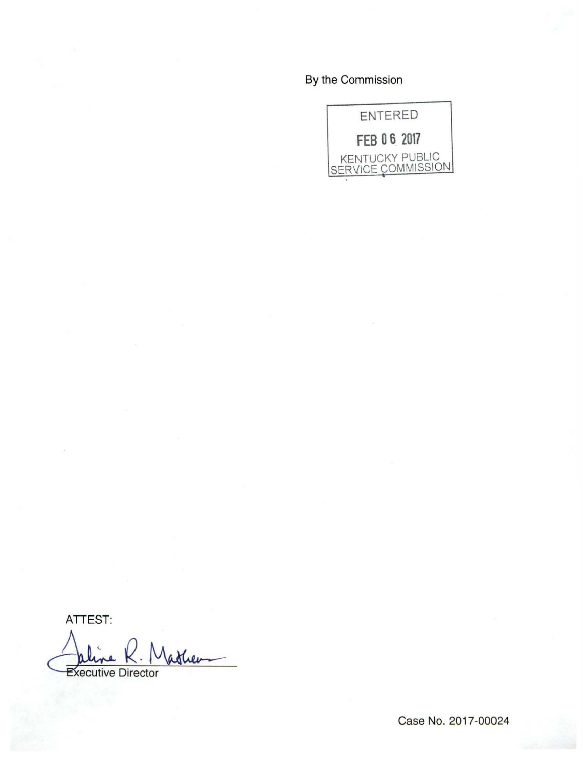By the Commission

ENTERED

FEB 06 2017

KENTUCKY PUBLIC SERVICE COMMISSION

ATTEST:

Executive Director

Case No. 2017-00024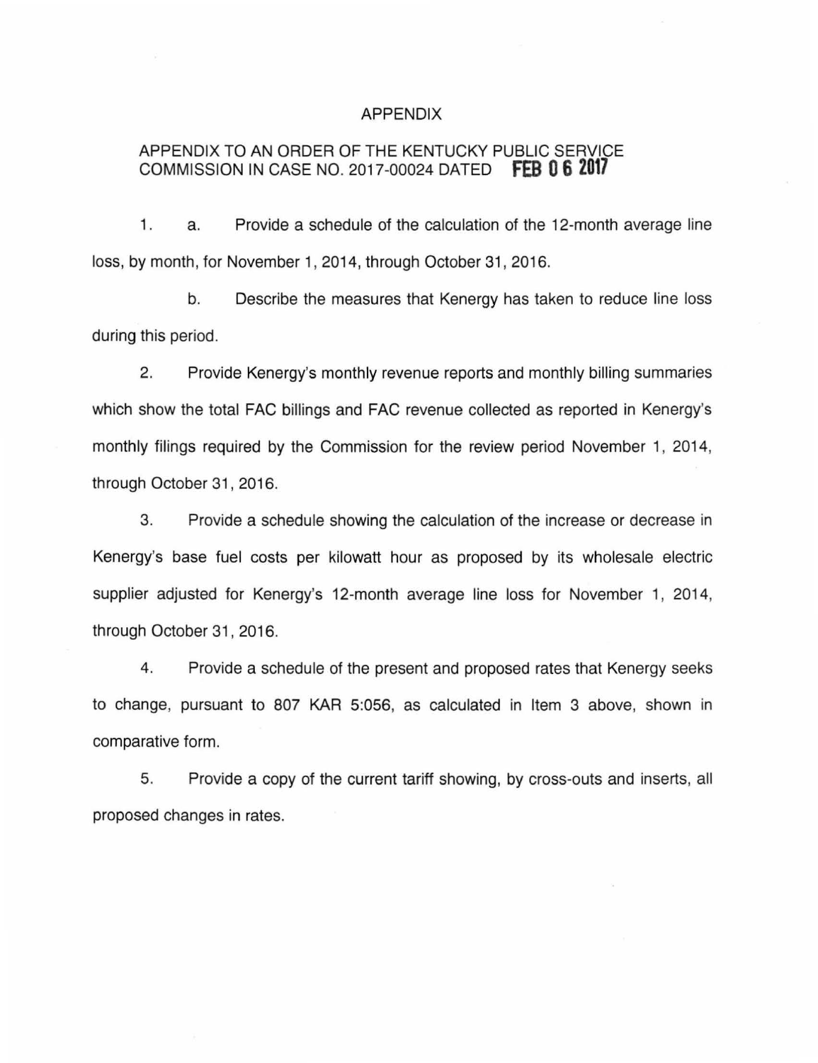# APPENDIX

## APPENDIX TO AN ORDER OF THE KENTUCKY PUBLIC SERVICE COMMISSION IN CASE NO. 2017-00024 DATED FEB 06 2017

1. a. Provide a schedule of the calculation of the 12-month average line loss, by month, for November 1, 2014, through October 31, 2016.

   b. Describe the measures that Kenergy has taken to reduce line loss during this period.

2. Provide Kenergy's monthly revenue reports and monthly billing summaries which show the total FAC billings and FAC revenue collected as reported in Kenergy's monthly filings required by the Commission for the review period November 1, 2014, through October 31, 2016.

3. Provide a schedule showing the calculation of the increase or decrease in Kenergy's base fuel costs per kilowatt hour as proposed by its wholesale electric supplier adjusted for Kenergy's 12-month average line loss for November 1, 2014, through October 31, 2016.

4. Provide a schedule of the present and proposed rates that Kenergy seeks to change, pursuant to 807 KAR 5:056, as calculated in Item 3 above, shown in comparative form.

5. Provide a copy of the current tariff showing, by cross-outs and inserts, all proposed changes in rates.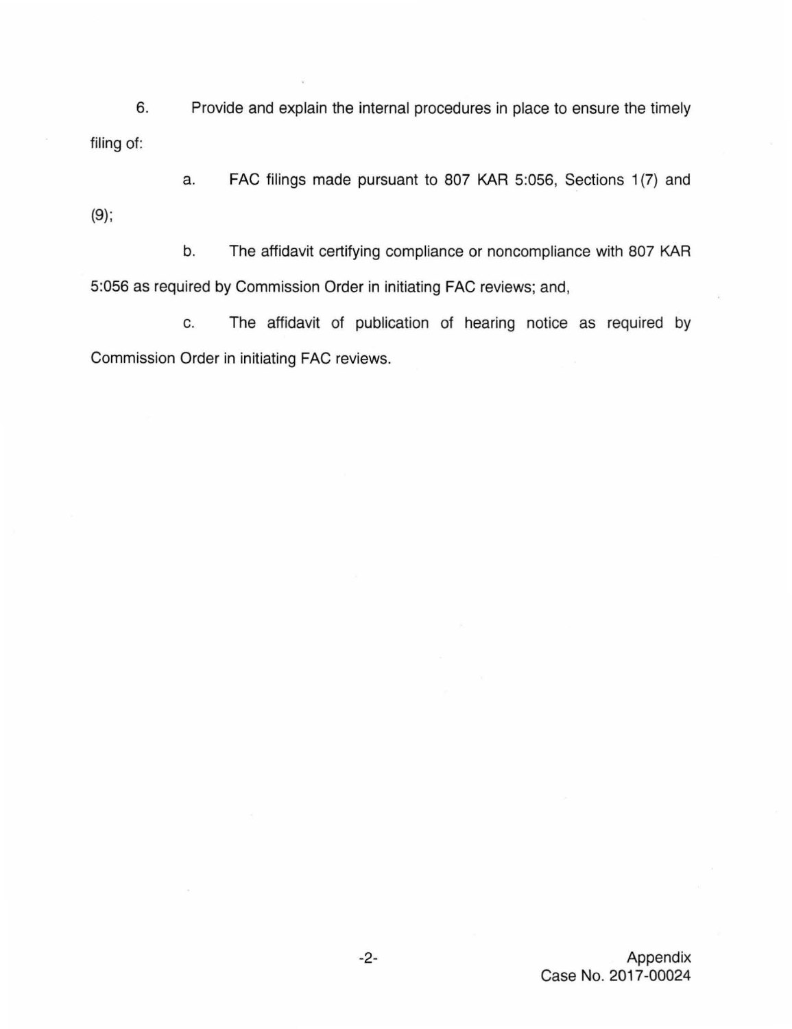6. Provide and explain the internal procedures in place to ensure the timely filing of:

   a. FAC filings made pursuant to 807 KAR 5:056, Sections 1(7) and (9);

   b. The affidavit certifying compliance or noncompliance with 807 KAR 5:056 as required by Commission Order in initiating FAC reviews; and,

   c. The affidavit of publication of hearing notice as required by Commission Order in initiating FAC reviews.

Appendix
Case No. 2017-00024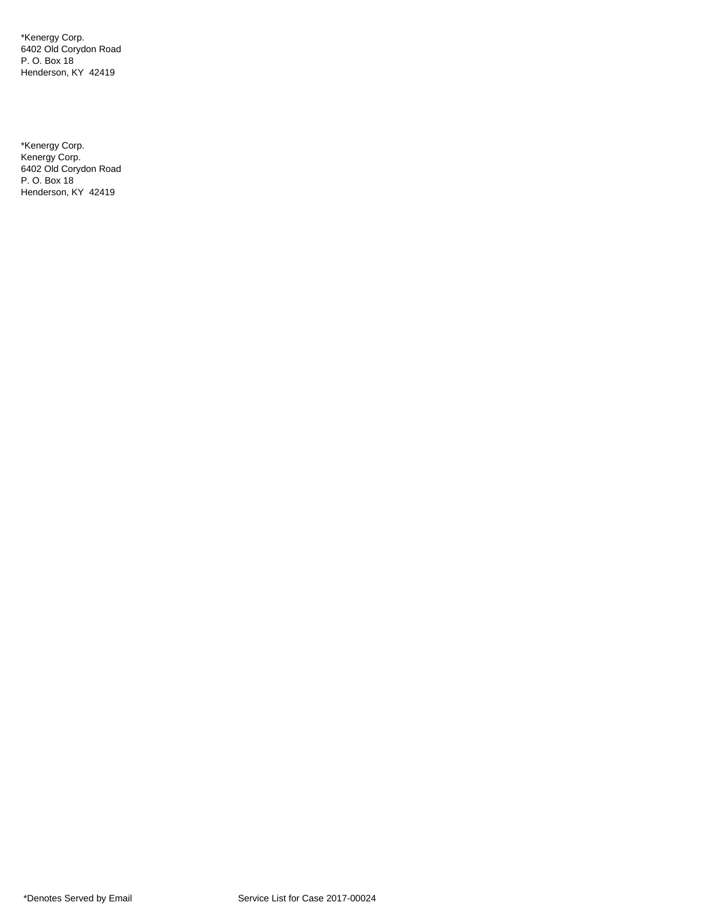*Kenergy Corp.
6402 Old Corydon Road
P. O. Box 18
Henderson, KY 42419

*Kenergy Corp.
Kenergy Corp.
6402 Old Corydon Road
P. O. Box 18
Henderson, KY 42419

*Denotes Served by Email

Service List for Case 2017-00024